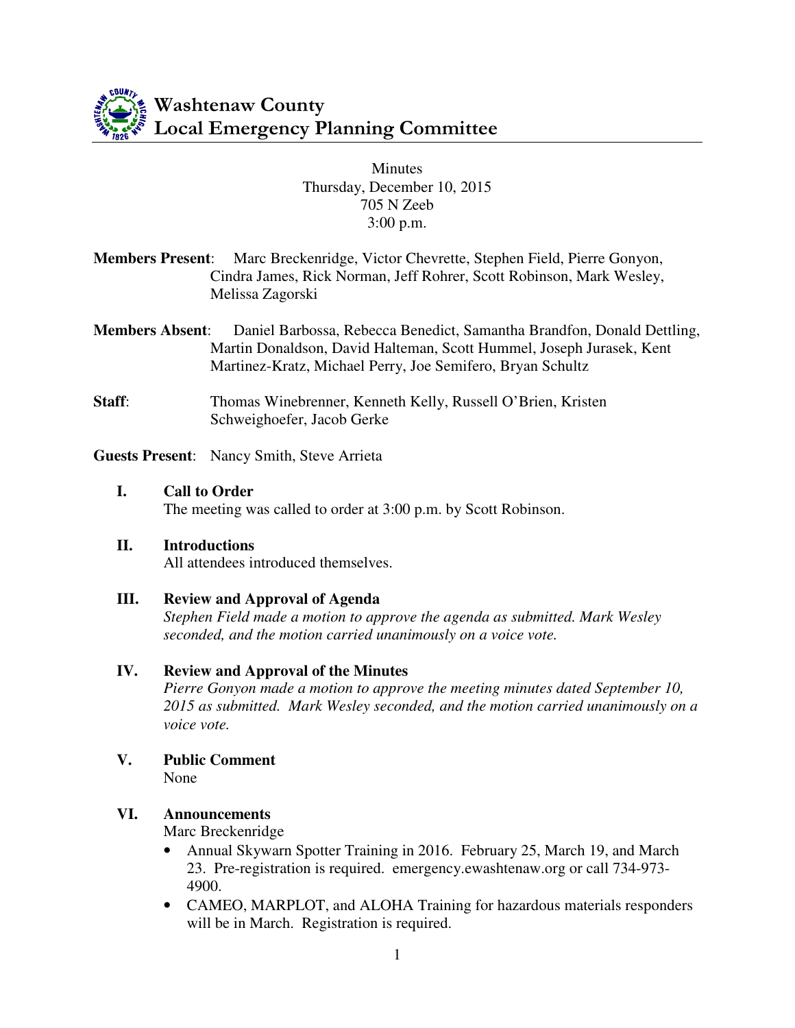# Washtenaw County
# Local Emergency Planning Committee

Minutes
Thursday, December 10, 2015
705 N Zeeb
3:00 p.m.

**Members Present**: Marc Breckenridge, Victor Chevrette, Stephen Field, Pierre Gonyon, Cindra James, Rick Norman, Jeff Rohrer, Scott Robinson, Mark Wesley, Melissa Zagorski

**Members Absent**: Daniel Barbossa, Rebecca Benedict, Samantha Brandfon, Donald Dettling, Martin Donaldson, David Halteman, Scott Hummel, Joseph Jurasek, Kent Martinez-Kratz, Michael Perry, Joe Semifero, Bryan Schultz

**Staff**: Thomas Winebrenner, Kenneth Kelly, Russell O'Brien, Kristen Schweighoefer, Jacob Gerke

**Guests Present**: Nancy Smith, Steve Arrieta

## I. Call to Order

The meeting was called to order at 3:00 p.m. by Scott Robinson.

## II. Introductions

All attendees introduced themselves.

## III. Review and Approval of Agenda

*Stephen Field made a motion to approve the agenda as submitted. Mark Wesley seconded, and the motion carried unanimously on a voice vote.*

## IV. Review and Approval of the Minutes

*Pierre Gonyon made a motion to approve the meeting minutes dated September 10, 2015 as submitted. Mark Wesley seconded, and the motion carried unanimously on a voice vote.*

## V. Public Comment

None

## VI. Announcements

Marc Breckenridge

- Annual Skywarn Spotter Training in 2016. February 25, March 19, and March 23. Pre-registration is required. emergency.ewashtenaw.org or call 734-973-4900.
- CAMEO, MARPLOT, and ALOHA Training for hazardous materials responders will be in March. Registration is required.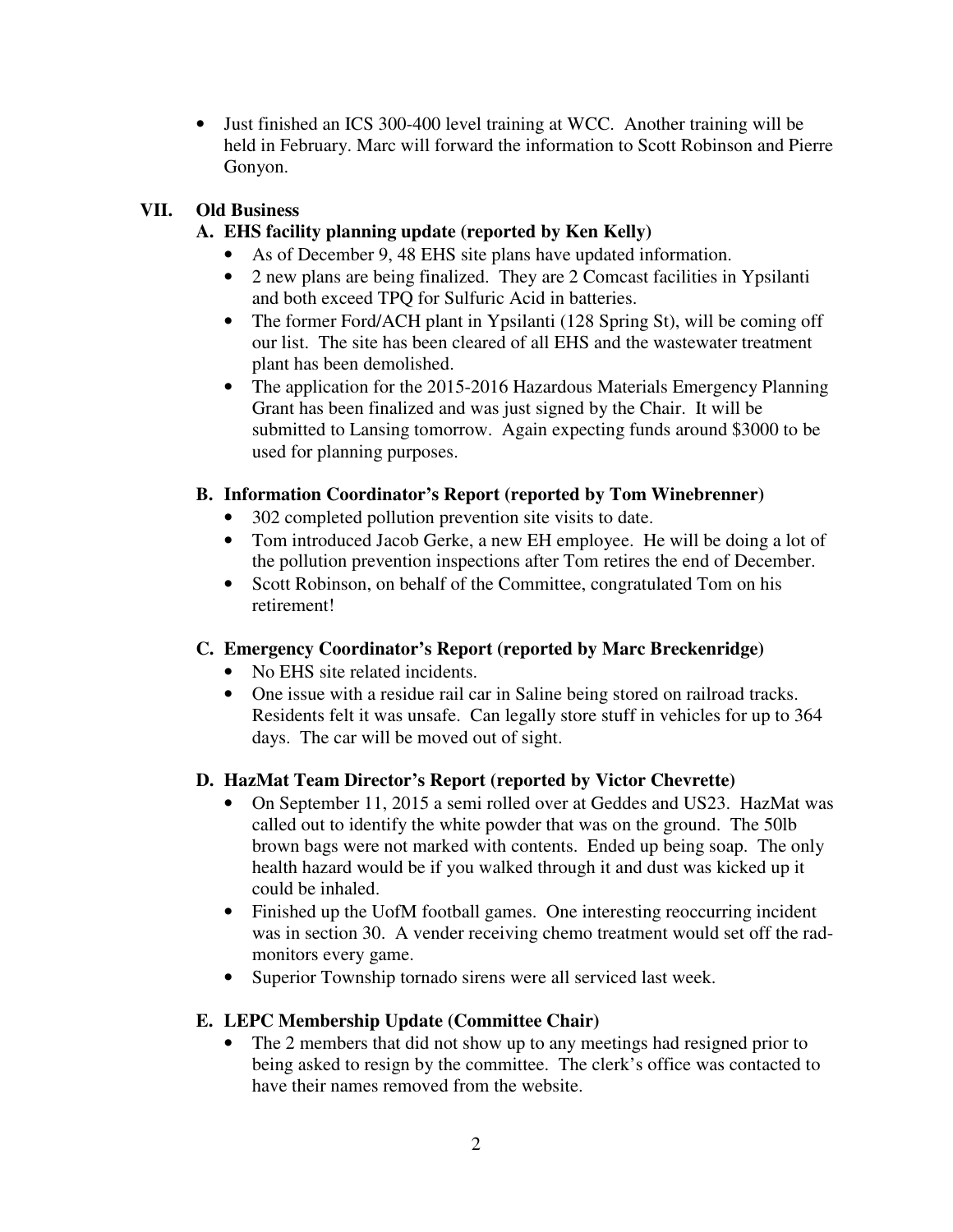- Just finished an ICS 300-400 level training at WCC. Another training will be held in February. Marc will forward the information to Scott Robinson and Pierre Gonyon.

## VII. Old Business

### A. EHS facility planning update (reported by Ken Kelly)

- As of December 9, 48 EHS site plans have updated information.
- 2 new plans are being finalized. They are 2 Comcast facilities in Ypsilanti and both exceed TPQ for Sulfuric Acid in batteries.
- The former Ford/ACH plant in Ypsilanti (128 Spring St), will be coming off our list. The site has been cleared of all EHS and the wastewater treatment plant has been demolished.
- The application for the 2015-2016 Hazardous Materials Emergency Planning Grant has been finalized and was just signed by the Chair. It will be submitted to Lansing tomorrow. Again expecting funds around $3000 to be used for planning purposes.

### B. Information Coordinator's Report (reported by Tom Winebrenner)

- 302 completed pollution prevention site visits to date.
- Tom introduced Jacob Gerke, a new EH employee. He will be doing a lot of the pollution prevention inspections after Tom retires the end of December.
- Scott Robinson, on behalf of the Committee, congratulated Tom on his retirement!

### C. Emergency Coordinator's Report (reported by Marc Breckenridge)

- No EHS site related incidents.
- One issue with a residue rail car in Saline being stored on railroad tracks. Residents felt it was unsafe. Can legally store stuff in vehicles for up to 364 days. The car will be moved out of sight.

### D. HazMat Team Director's Report (reported by Victor Chevrette)

- On September 11, 2015 a semi rolled over at Geddes and US23. HazMat was called out to identify the white powder that was on the ground. The 50lb brown bags were not marked with contents. Ended up being soap. The only health hazard would be if you walked through it and dust was kicked up it could be inhaled.
- Finished up the UofM football games. One interesting reoccurring incident was in section 30. A vender receiving chemo treatment would set off the rad-monitors every game.
- Superior Township tornado sirens were all serviced last week.

### E. LEPC Membership Update (Committee Chair)

- The 2 members that did not show up to any meetings had resigned prior to being asked to resign by the committee. The clerk's office was contacted to have their names removed from the website.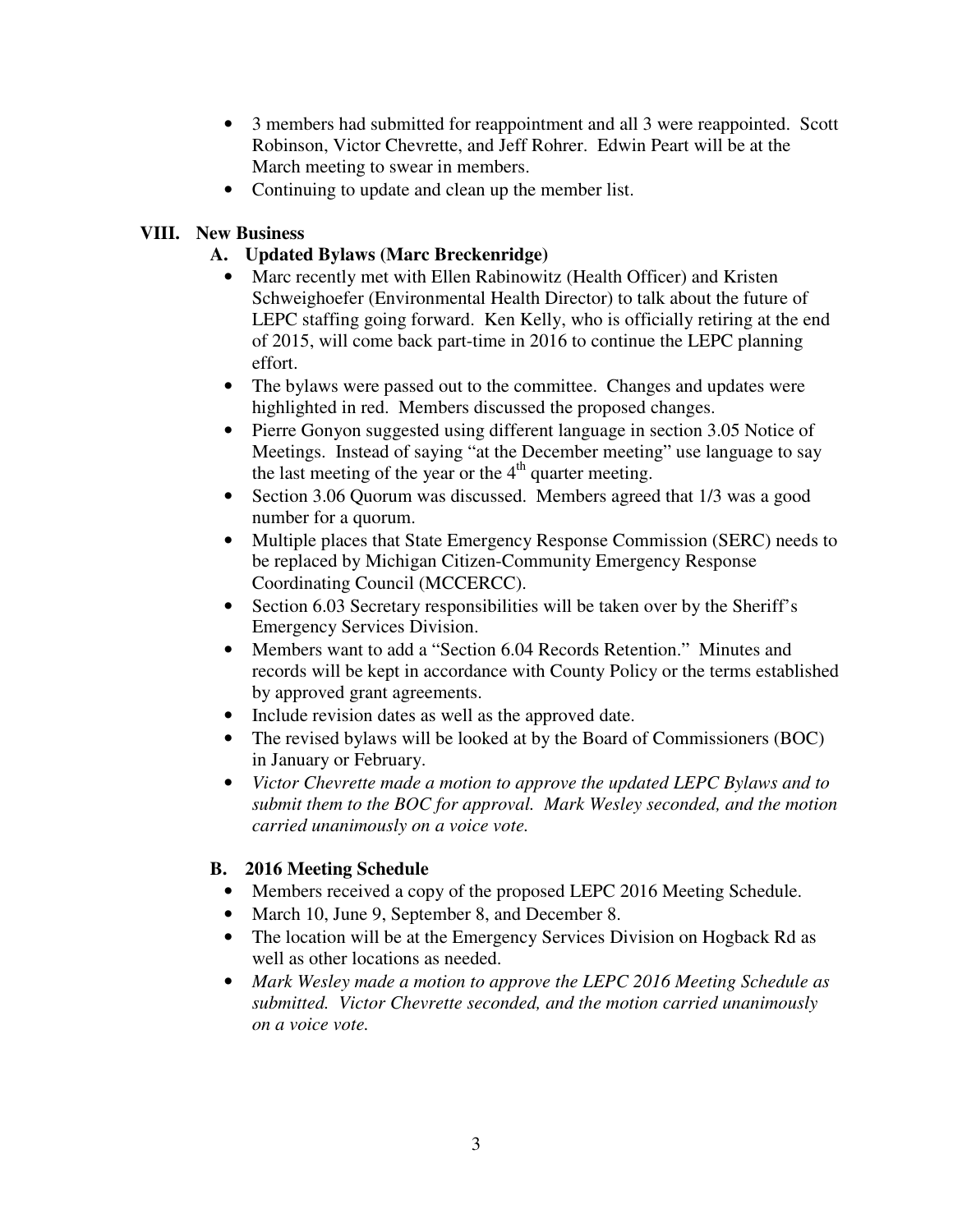- 3 members had submitted for reappointment and all 3 were reappointed. Scott Robinson, Victor Chevrette, and Jeff Rohrer. Edwin Peart will be at the March meeting to swear in members.
- Continuing to update and clean up the member list.

## VIII. New Business

### A. Updated Bylaws (Marc Breckenridge)

- Marc recently met with Ellen Rabinowitz (Health Officer) and Kristen Schweighoefer (Environmental Health Director) to talk about the future of LEPC staffing going forward. Ken Kelly, who is officially retiring at the end of 2015, will come back part-time in 2016 to continue the LEPC planning effort.
- The bylaws were passed out to the committee. Changes and updates were highlighted in red. Members discussed the proposed changes.
- Pierre Gonyon suggested using different language in section 3.05 Notice of Meetings. Instead of saying "at the December meeting" use language to say the last meeting of the year or the 4th quarter meeting.
- Section 3.06 Quorum was discussed. Members agreed that 1/3 was a good number for a quorum.
- Multiple places that State Emergency Response Commission (SERC) needs to be replaced by Michigan Citizen-Community Emergency Response Coordinating Council (MCCERCC).
- Section 6.03 Secretary responsibilities will be taken over by the Sheriff's Emergency Services Division.
- Members want to add a "Section 6.04 Records Retention." Minutes and records will be kept in accordance with County Policy or the terms established by approved grant agreements.
- Include revision dates as well as the approved date.
- The revised bylaws will be looked at by the Board of Commissioners (BOC) in January or February.
- *Victor Chevrette made a motion to approve the updated LEPC Bylaws and to submit them to the BOC for approval. Mark Wesley seconded, and the motion carried unanimously on a voice vote.*

### B. 2016 Meeting Schedule

- Members received a copy of the proposed LEPC 2016 Meeting Schedule.
- March 10, June 9, September 8, and December 8.
- The location will be at the Emergency Services Division on Hogback Rd as well as other locations as needed.
- *Mark Wesley made a motion to approve the LEPC 2016 Meeting Schedule as submitted. Victor Chevrette seconded, and the motion carried unanimously on a voice vote.*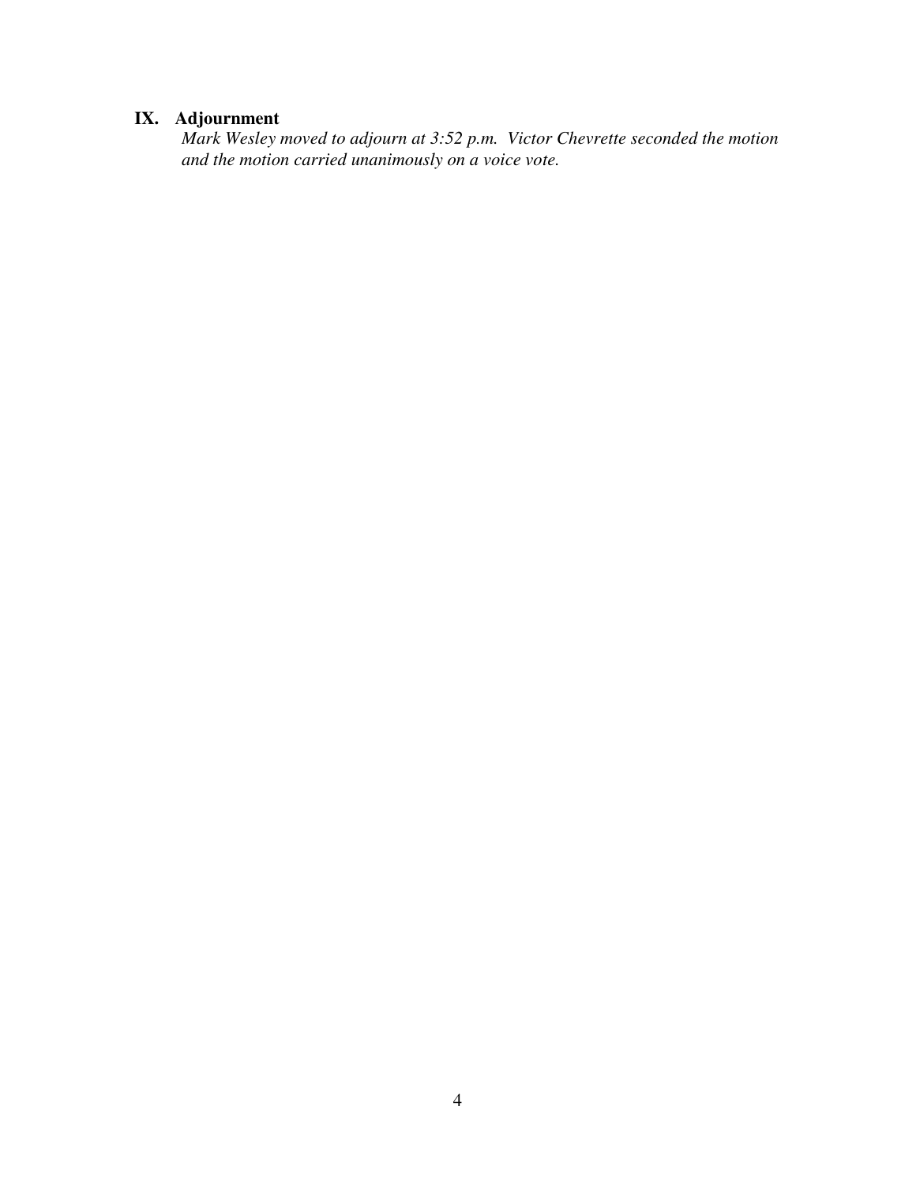## IX. Adjournment

*Mark Wesley moved to adjourn at 3:52 p.m. Victor Chevrette seconded the motion and the motion carried unanimously on a voice vote.*